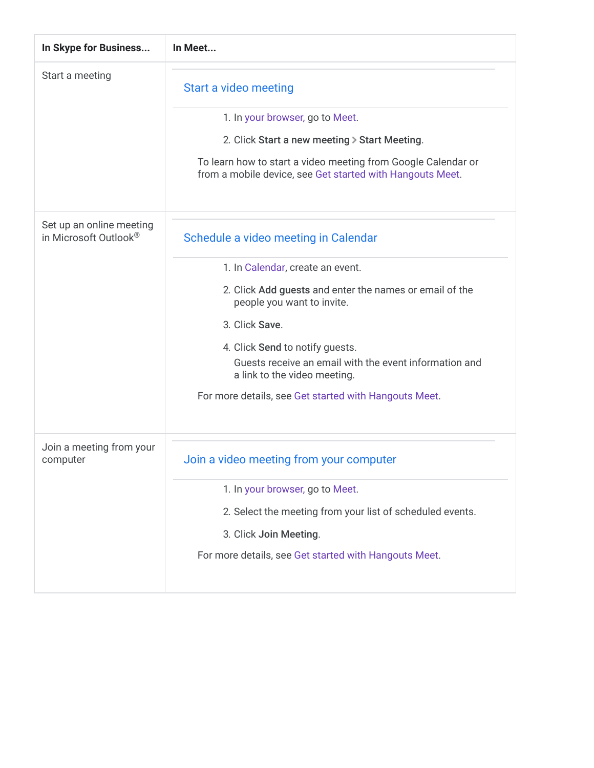| In Skype for Business... | In Meet... |
| --- | --- |
| Start a meeting | **Start a video meeting**<br><br>1. In your browser, go to Meet.<br>2. Click **Start a new meeting** > **Start Meeting**.<br><br>To learn how to start a video meeting from Google Calendar or from a mobile device, see Get started with Hangouts Meet. |
| Set up an online meeting in Microsoft Outlook® | **Schedule a video meeting in Calendar**<br><br>1. In Calendar, create an event.<br>2. Click **Add guests** and enter the names or email of the people you want to invite.<br>3. Click **Save**.<br>4. Click **Send** to notify guests.<br>Guests receive an email with the event information and a link to the video meeting.<br><br>For more details, see Get started with Hangouts Meet. |
| Join a meeting from your computer | **Join a video meeting from your computer**<br><br>1. In your browser, go to Meet.<br>2. Select the meeting from your list of scheduled events.<br>3. Click **Join Meeting**.<br><br>For more details, see Get started with Hangouts Meet. |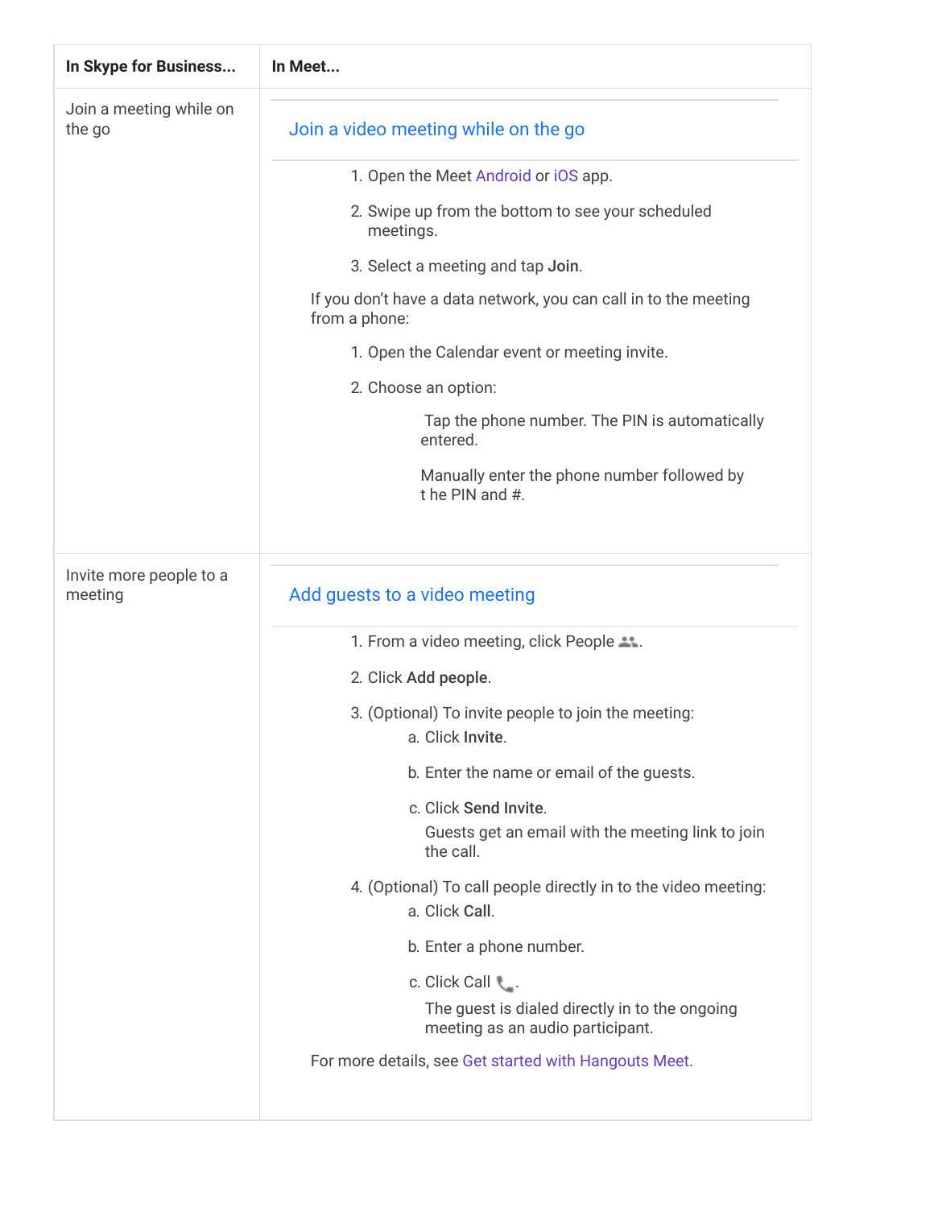| In Skype for Business... | In Meet... |
| --- | --- |
| Join a meeting while on the go | **Join a video meeting while on the go**<br><br>1. Open the Meet Android or iOS app.<br>2. Swipe up from the bottom to see your scheduled meetings.<br>3. Select a meeting and tap **Join**.<br><br>If you don't have a data network, you can call in to the meeting from a phone:<br><br>1. Open the Calendar event or meeting invite.<br>2. Choose an option:<br><br>Tap the phone number. The PIN is automatically entered.<br><br>Manually enter the phone number followed by t he PIN and #. |
| Invite more people to a meeting | **Add guests to a video meeting**<br><br>1. From a video meeting, click People.<br>2. Click **Add people**.<br>3. (Optional) To invite people to join the meeting:<br>a. Click **Invite**.<br>b. Enter the name or email of the guests.<br>c. Click **Send Invite**.<br>Guests get an email with the meeting link to join the call.<br>4. (Optional) To call people directly in to the video meeting:<br>a. Click **Call**.<br>b. Enter a phone number.<br>c. Click Call.<br>The guest is dialed directly in to the ongoing meeting as an audio participant.<br><br>For more details, see Get started with Hangouts Meet. |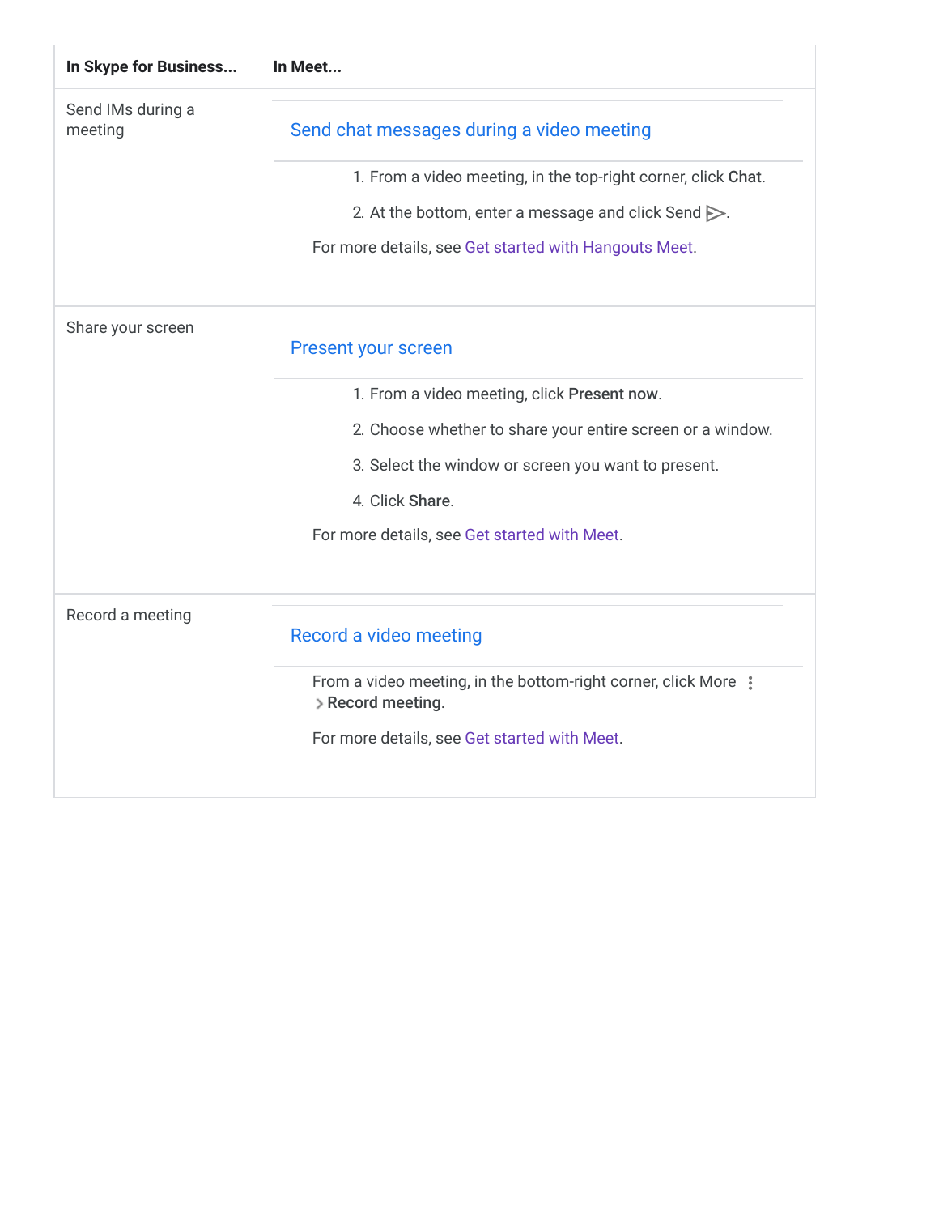| In Skype for Business... | In Meet... |
| --- | --- |
| Send IMs during a meeting | **Send chat messages during a video meeting**<br>1. From a video meeting, in the top-right corner, click **Chat**.<br>2. At the bottom, enter a message and click Send.<br>For more details, see Get started with Hangouts Meet. |
| Share your screen | **Present your screen**<br>1. From a video meeting, click **Present now**.<br>2. Choose whether to share your entire screen or a window.<br>3. Select the window or screen you want to present.<br>4. Click **Share**.<br>For more details, see Get started with Meet. |
| Record a meeting | **Record a video meeting**<br>From a video meeting, in the bottom-right corner, click More > **Record meeting**.<br>For more details, see Get started with Meet. |